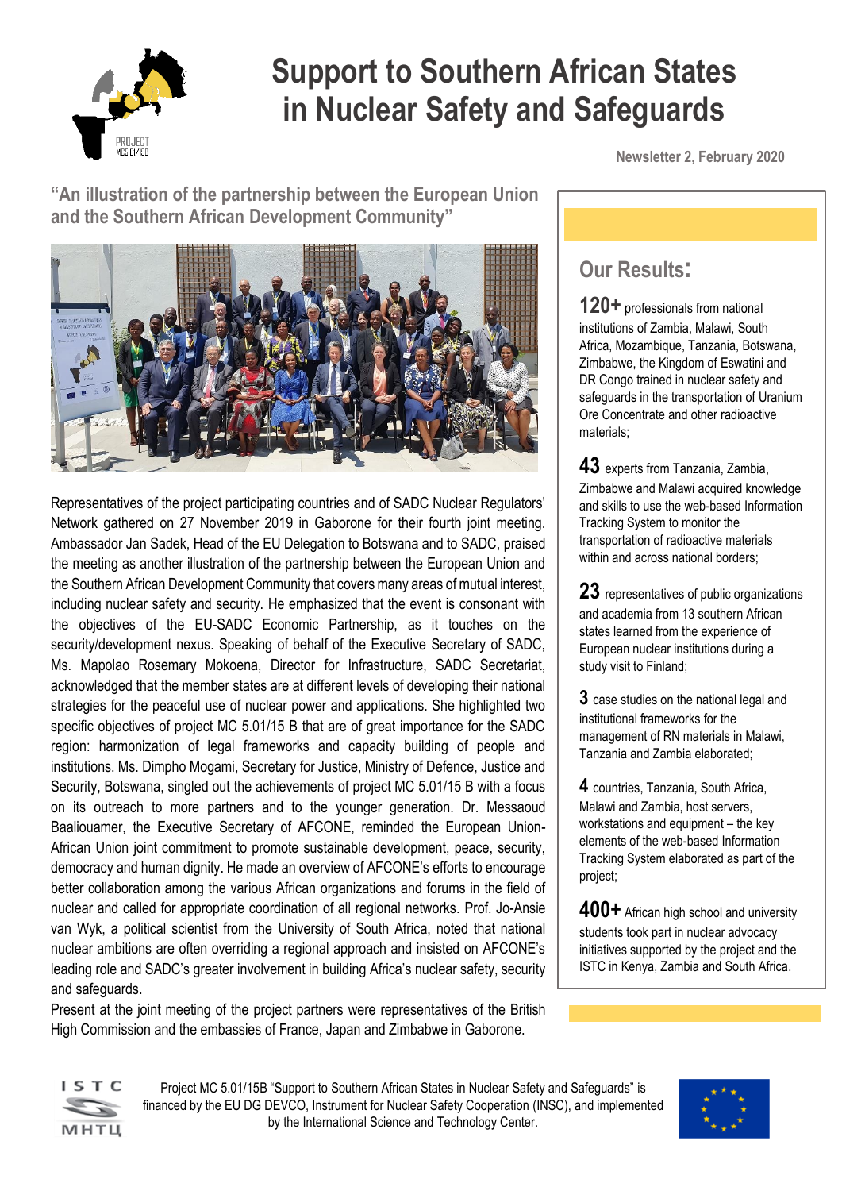# Support to Southern African States in Nuclear Safety and Safeguards

Newsletter 2, February 2020

## "An illustration of the partnership between the European Union and the Southern African Development Community"

Representatives of the project participating countries and of SADC Nuclear Regulators' Network gathered on 27 November 2019 in Gaborone for their fourth joint meeting. Ambassador Jan Sadek, Head of the EU Delegation to Botswana and to SADC, praised the meeting as another illustration of the partnership between the European Union and the Southern African Development Community that covers many areas of mutual interest, including nuclear safety and security. He emphasized that the event is consonant with the objectives of the EU-SADC Economic Partnership, as it touches on the security/development nexus. Speaking of behalf of the Executive Secretary of SADC, Ms. Mapolao Rosemary Mokoena, Director for Infrastructure, SADC Secretariat, acknowledged that the member states are at different levels of developing their national strategies for the peaceful use of nuclear power and applications. She highlighted two specific objectives of project MC 5.01/15 B that are of great importance for the SADC region: harmonization of legal frameworks and capacity building of people and institutions. Ms. Dimpho Mogami, Secretary for Justice, Ministry of Defence, Justice and Security, Botswana, singled out the achievements of project MC 5.01/15 B with a focus on its outreach to more partners and to the younger generation. Dr. Messaoud Baaliouamer, the Executive Secretary of AFCONE, reminded the European Union-African Union joint commitment to promote sustainable development, peace, security, democracy and human dignity. He made an overview of AFCONE's efforts to encourage better collaboration among the various African organizations and forums in the field of nuclear and called for appropriate coordination of all regional networks. Prof. Jo-Ansie van Wyk, a political scientist from the University of South Africa, noted that national nuclear ambitions are often overriding a regional approach and insisted on AFCONE's leading role and SADC's greater involvement in building Africa's nuclear safety, security and safeguards.

Present at the joint meeting of the project partners were representatives of the British High Commission and the embassies of France, Japan and Zimbabwe in Gaborone.

## Our Results:

**120+** professionals from national institutions of Zambia, Malawi, South Africa, Mozambique, Tanzania, Botswana, Zimbabwe, the Kingdom of Eswatini and DR Congo trained in nuclear safety and safeguards in the transportation of Uranium Ore Concentrate and other radioactive materials;

**43** experts from Tanzania, Zambia, Zimbabwe and Malawi acquired knowledge and skills to use the web-based Information Tracking System to monitor the transportation of radioactive materials within and across national borders;

**23** representatives of public organizations and academia from 13 southern African states learned from the experience of European nuclear institutions during a study visit to Finland;

**3** case studies on the national legal and institutional frameworks for the management of RN materials in Malawi, Tanzania and Zambia elaborated;

**4** countries, Tanzania, South Africa, Malawi and Zambia, host servers, workstations and equipment – the key elements of the web-based Information Tracking System elaborated as part of the project;

**400+** African high school and university students took part in nuclear advocacy initiatives supported by the project and the ISTC in Kenya, Zambia and South Africa.

Project MC 5.01/15B "Support to Southern African States in Nuclear Safety and Safeguards" is financed by the EU DG DEVCO, Instrument for Nuclear Safety Cooperation (INSC), and implemented by the International Science and Technology Center.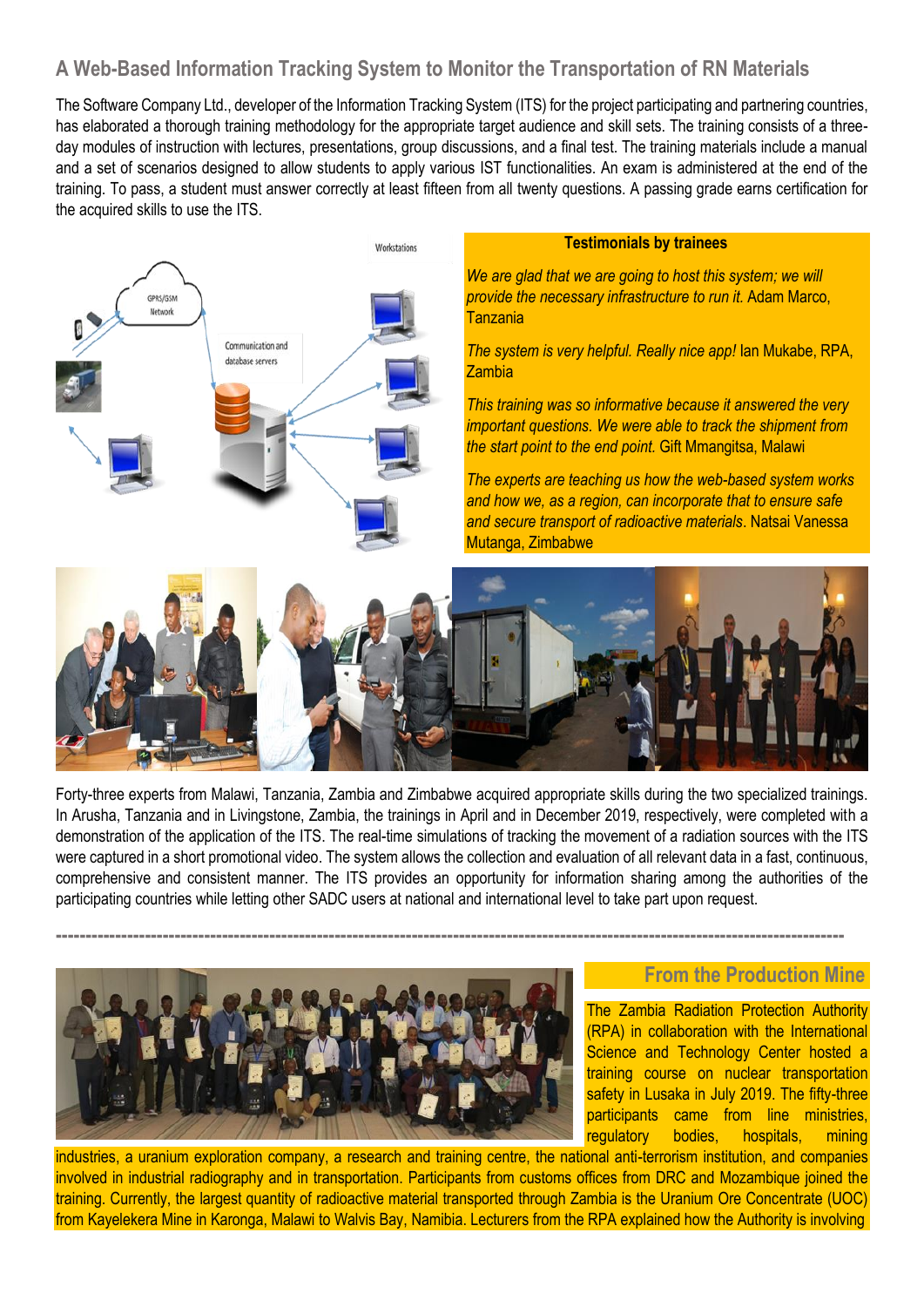## A Web-Based Information Tracking System to Monitor the Transportation of RN Materials

The Software Company Ltd., developer of the Information Tracking System (ITS) for the project participating and partnering countries, has elaborated a thorough training methodology for the appropriate target audience and skill sets. The training consists of a three-day modules of instruction with lectures, presentations, group discussions, and a final test. The training materials include a manual and a set of scenarios designed to allow students to apply various IST functionalities. An exam is administered at the end of the training. To pass, a student must answer correctly at least fifteen from all twenty questions. A passing grade earns certification for the acquired skills to use the ITS.

**Testimonials by trainees**

*We are glad that we are going to host this system; we will provide the necessary infrastructure to run it.* Adam Marco, Tanzania

*The system is very helpful. Really nice app!* Ian Mukabe, RPA, Zambia

*This training was so informative because it answered the very important questions. We were able to track the shipment from the start point to the end point.* Gift Mmangitsa, Malawi

*The experts are teaching us how the web-based system works and how we, as a region, can incorporate that to ensure safe and secure transport of radioactive materials*. Natsai Vanessa Mutanga, Zimbabwe

Forty-three experts from Malawi, Tanzania, Zambia and Zimbabwe acquired appropriate skills during the two specialized trainings. In Arusha, Tanzania and in Livingstone, Zambia, the trainings in April and in December 2019, respectively, were completed with a demonstration of the application of the ITS. The real-time simulations of tracking the movement of a radiation sources with the ITS were captured in a short promotional video. The system allows the collection and evaluation of all relevant data in a fast, continuous, comprehensive and consistent manner. The ITS provides an opportunity for information sharing among the authorities of the participating countries while letting other SADC users at national and international level to take part upon request.

---

## From the Production Mine

The Zambia Radiation Protection Authority (RPA) in collaboration with the International Science and Technology Center hosted a training course on nuclear transportation safety in Lusaka in July 2019. The fifty-three participants came from line ministries, regulatory bodies, hospitals, mining industries, a uranium exploration company, a research and training centre, the national anti-terrorism institution, and companies involved in industrial radiography and in transportation. Participants from customs offices from DRC and Mozambique joined the training. Currently, the largest quantity of radioactive material transported through Zambia is the Uranium Ore Concentrate (UOC) from Kayelekera Mine in Karonga, Malawi to Walvis Bay, Namibia. Lecturers from the RPA explained how the Authority is involving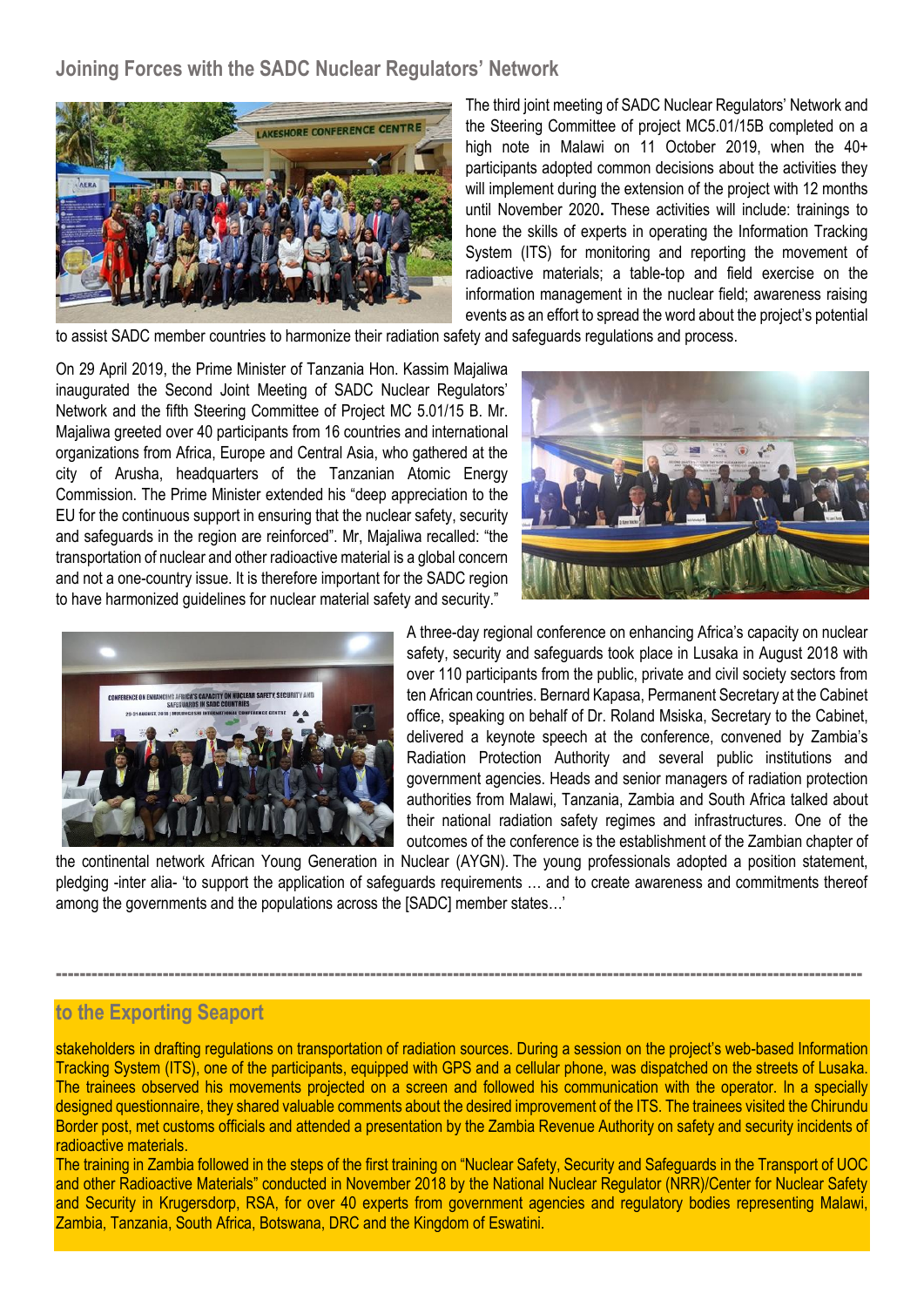## Joining Forces with the SADC Nuclear Regulators' Network

The third joint meeting of SADC Nuclear Regulators' Network and the Steering Committee of project MC5.01/15B completed on a high note in Malawi on 11 October 2019, when the 40+ participants adopted common decisions about the activities they will implement during the extension of the project with 12 months until November 2020**.** These activities will include: trainings to hone the skills of experts in operating the Information Tracking System (ITS) for monitoring and reporting the movement of radioactive materials; a table-top and field exercise on the information management in the nuclear field; awareness raising events as an effort to spread the word about the project's potential to assist SADC member countries to harmonize their radiation safety and safeguards regulations and process.

On 29 April 2019, the Prime Minister of Tanzania Hon. Kassim Majaliwa inaugurated the Second Joint Meeting of SADC Nuclear Regulators' Network and the fifth Steering Committee of Project MC 5.01/15 B. Mr. Majaliwa greeted over 40 participants from 16 countries and international organizations from Africa, Europe and Central Asia, who gathered at the city of Arusha, headquarters of the Tanzanian Atomic Energy Commission. The Prime Minister extended his "deep appreciation to the EU for the continuous support in ensuring that the nuclear safety, security and safeguards in the region are reinforced". Mr, Majaliwa recalled: "the transportation of nuclear and other radioactive material is a global concern and not a one-country issue. It is therefore important for the SADC region to have harmonized guidelines for nuclear material safety and security."

A three-day regional conference on enhancing Africa's capacity on nuclear safety, security and safeguards took place in Lusaka in August 2018 with over 110 participants from the public, private and civil society sectors from ten African countries. Bernard Kapasa, Permanent Secretary at the Cabinet office, speaking on behalf of Dr. Roland Msiska, Secretary to the Cabinet, delivered a keynote speech at the conference, convened by Zambia's Radiation Protection Authority and several public institutions and government agencies. Heads and senior managers of radiation protection authorities from Malawi, Tanzania, Zambia and South Africa talked about their national radiation safety regimes and infrastructures. One of the outcomes of the conference is the establishment of the Zambian chapter of the continental network African Young Generation in Nuclear (AYGN). The young professionals adopted a position statement, pledging -inter alia- 'to support the application of safeguards requirements … and to create awareness and commitments thereof among the governments and the populations across the [SADC] member states…'

---

## to the Exporting Seaport

stakeholders in drafting regulations on transportation of radiation sources. During a session on the project's web-based Information Tracking System (ITS), one of the participants, equipped with GPS and a cellular phone, was dispatched on the streets of Lusaka. The trainees observed his movements projected on a screen and followed his communication with the operator. In a specially designed questionnaire, they shared valuable comments about the desired improvement of the ITS. The trainees visited the Chirundu Border post, met customs officials and attended a presentation by the Zambia Revenue Authority on safety and security incidents of radioactive materials.

The training in Zambia followed in the steps of the first training on "Nuclear Safety, Security and Safeguards in the Transport of UOC and other Radioactive Materials" conducted in November 2018 by the National Nuclear Regulator (NRR)/Center for Nuclear Safety and Security in Krugersdorp, RSA, for over 40 experts from government agencies and regulatory bodies representing Malawi, Zambia, Tanzania, South Africa, Botswana, DRC and the Kingdom of Eswatini.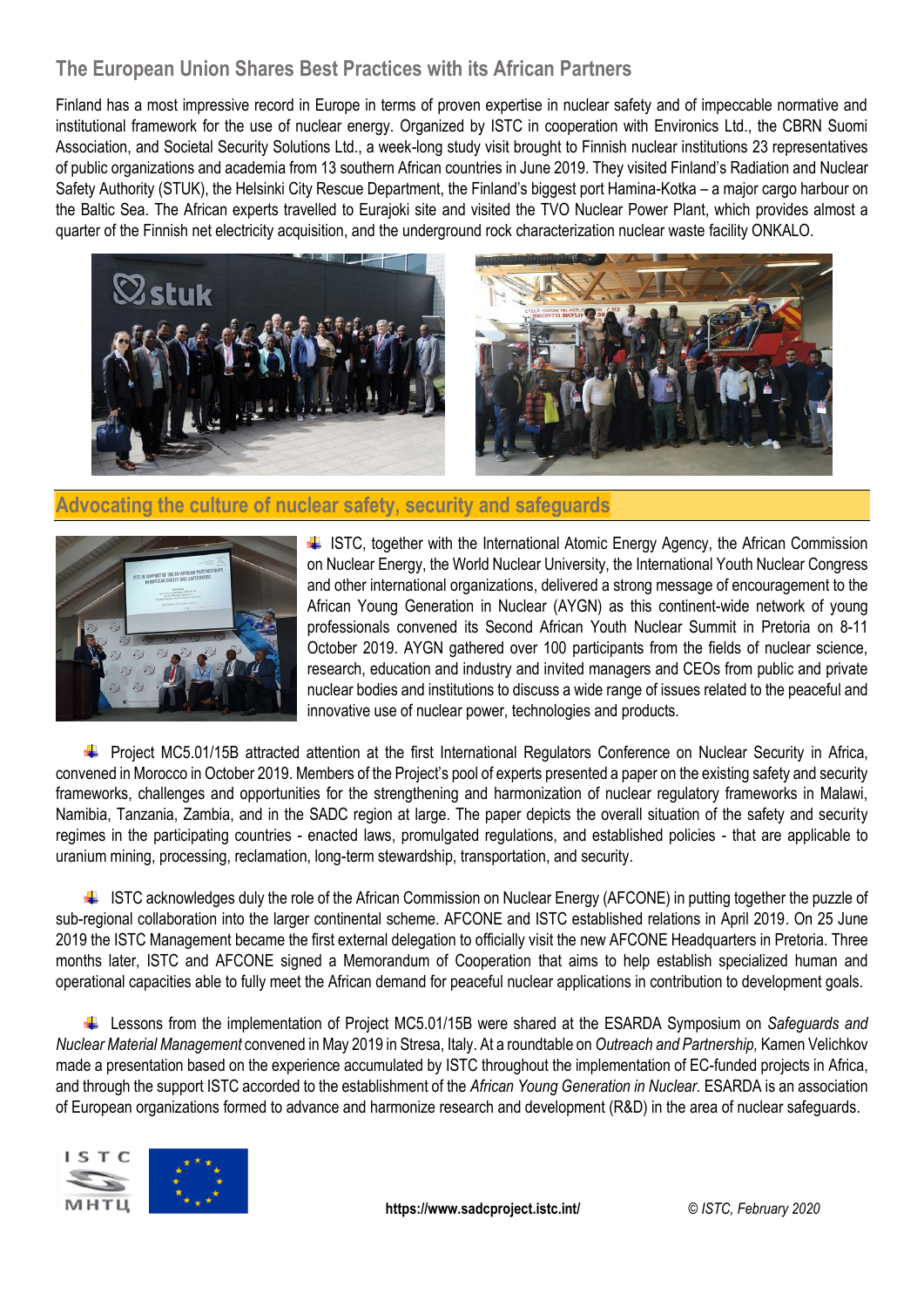## The European Union Shares Best Practices with its African Partners

Finland has a most impressive record in Europe in terms of proven expertise in nuclear safety and of impeccable normative and institutional framework for the use of nuclear energy. Organized by ISTC in cooperation with Environics Ltd., the CBRN Suomi Association, and Societal Security Solutions Ltd., a week-long study visit brought to Finnish nuclear institutions 23 representatives of public organizations and academia from 13 southern African countries in June 2019. They visited Finland's Radiation and Nuclear Safety Authority (STUK), the Helsinki City Rescue Department, the Finland's biggest port Hamina-Kotka – a major cargo harbour on the Baltic Sea. The African experts travelled to Eurajoki site and visited the TVO Nuclear Power Plant, which provides almost a quarter of the Finnish net electricity acquisition, and the underground rock characterization nuclear waste facility ONKALO.

## Advocating the culture of nuclear safety, security and safeguards

- ISTC, together with the International Atomic Energy Agency, the African Commission on Nuclear Energy, the World Nuclear University, the International Youth Nuclear Congress and other international organizations, delivered a strong message of encouragement to the African Young Generation in Nuclear (AYGN) as this continent-wide network of young professionals convened its Second African Youth Nuclear Summit in Pretoria on 8-11 October 2019. AYGN gathered over 100 participants from the fields of nuclear science, research, education and industry and invited managers and CEOs from public and private nuclear bodies and institutions to discuss a wide range of issues related to the peaceful and innovative use of nuclear power, technologies and products.

- Project MC5.01/15B attracted attention at the first International Regulators Conference on Nuclear Security in Africa, convened in Morocco in October 2019. Members of the Project's pool of experts presented a paper on the existing safety and security frameworks, challenges and opportunities for the strengthening and harmonization of nuclear regulatory frameworks in Malawi, Namibia, Tanzania, Zambia, and in the SADC region at large. The paper depicts the overall situation of the safety and security regimes in the participating countries - enacted laws, promulgated regulations, and established policies - that are applicable to uranium mining, processing, reclamation, long-term stewardship, transportation, and security.

- ISTC acknowledges duly the role of the African Commission on Nuclear Energy (AFCONE) in putting together the puzzle of sub-regional collaboration into the larger continental scheme. AFCONE and ISTC established relations in April 2019. On 25 June 2019 the ISTC Management became the first external delegation to officially visit the new AFCONE Headquarters in Pretoria. Three months later, ISTC and AFCONE signed a Memorandum of Cooperation that aims to help establish specialized human and operational capacities able to fully meet the African demand for peaceful nuclear applications in contribution to development goals.

- Lessons from the implementation of Project MC5.01/15B were shared at the ESARDA Symposium on *Safeguards and Nuclear Material Management* convened in May 2019 in Stresa, Italy. At a roundtable on *Outreach and Partnership,* Kamen Velichkov made a presentation based on the experience accumulated by ISTC throughout the implementation of EC-funded projects in Africa, and through the support ISTC accorded to the establishment of the *African Young Generation in Nuclear*. ESARDA is an association of European organizations formed to advance and harmonize research and development (R&D) in the area of nuclear safeguards.

**https://www.sadcproject.istc.int/** *© ISTC, February 2020*